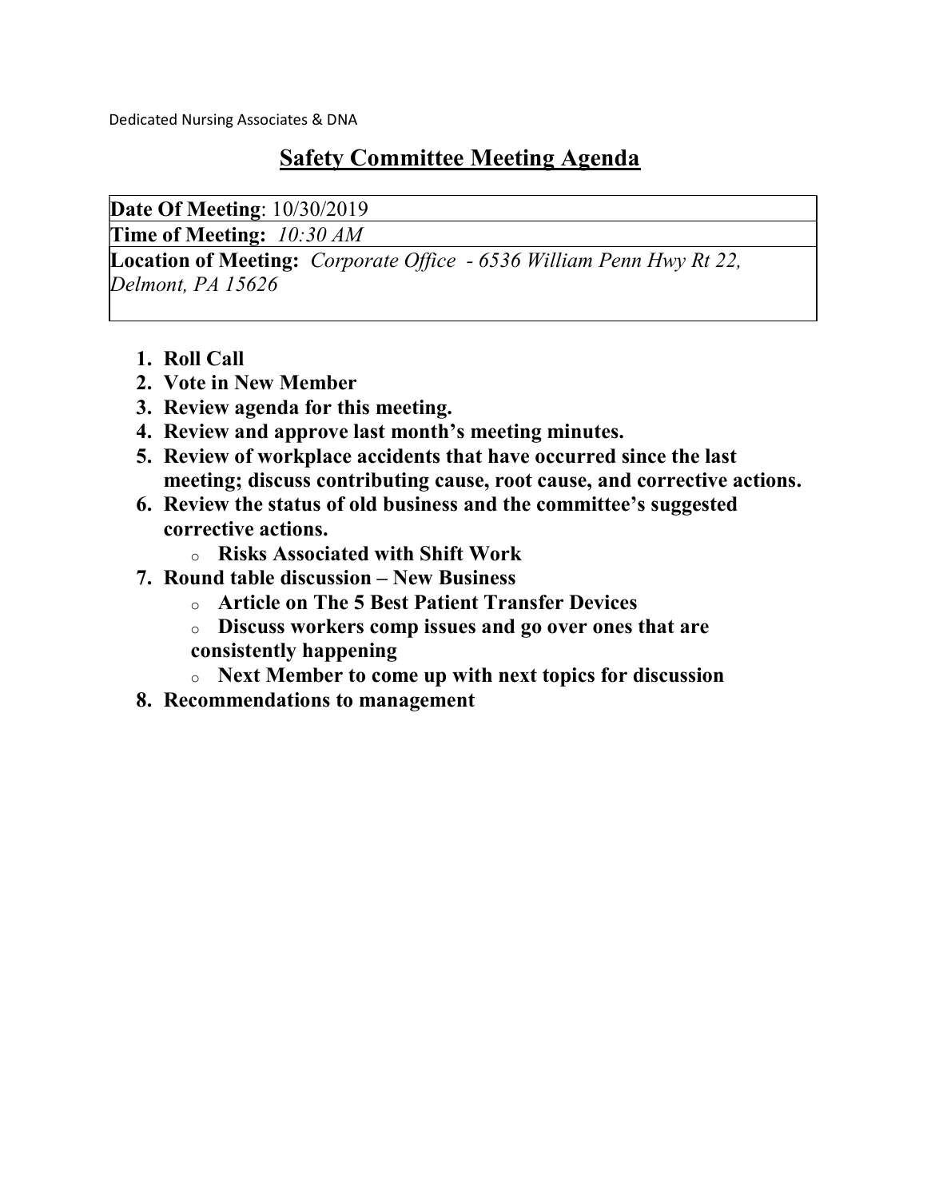Dedicated Nursing Associates & DNA

# Safety Committee Meeting Agenda

| **Date Of Meeting**: 10/30/2019 |
| --- |
| **Time of Meeting:** *10:30 AM* |
| **Location of Meeting:** *Corporate Office - 6536 William Penn Hwy Rt 22, Delmont, PA 15626* |

1. **Roll Call**
2. **Vote in New Member**
3. **Review agenda for this meeting.**
4. **Review and approve last month's meeting minutes.**
5. **Review of workplace accidents that have occurred since the last meeting; discuss contributing cause, root cause, and corrective actions.**
6. **Review the status of old business and the committee's suggested corrective actions.**
   - **Risks Associated with Shift Work**
7. **Round table discussion – New Business**
   - **Article on The 5 Best Patient Transfer Devices**
   - **Discuss workers comp issues and go over ones that are consistently happening**
   - **Next Member to come up with next topics for discussion**
8. **Recommendations to management**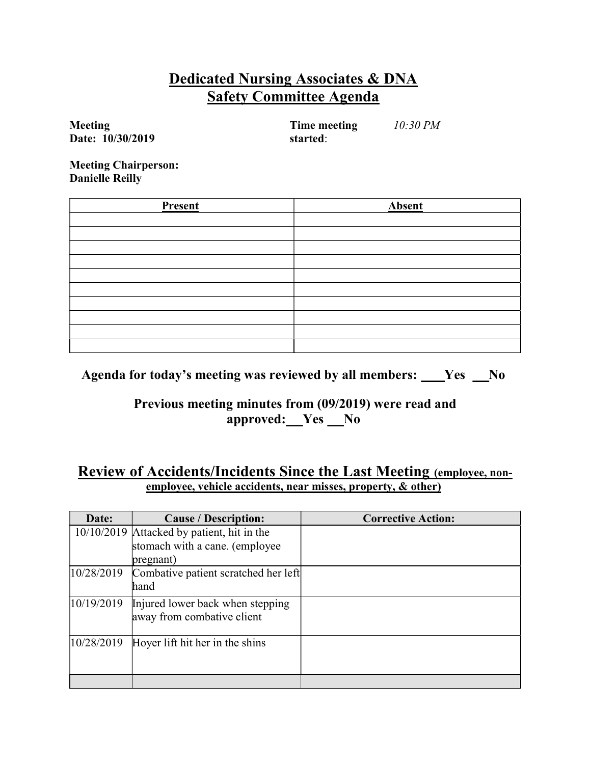# Dedicated Nursing Associates & DNA
# Safety Committee Agenda

**Meeting Date: 10/30/2019**

**Time meeting started**: *10:30 PM*

**Meeting Chairperson: Danielle Reilly**

| Present | Absent |
|---|---|
| | |
| | |
| | |
| | |
| | |
| | |
| | |
| | |
| | |
| | |

**Agenda for today's meeting was reviewed by all members: ___Yes __No**

**Previous meeting minutes from (09/2019) were read and approved:__Yes __No**

## Review of Accidents/Incidents Since the Last Meeting (employee, non-employee, vehicle accidents, near misses, property, & other)

| Date: | Cause / Description: | Corrective Action: |
|---|---|---|
| 10/10/2019 | Attacked by patient, hit in the stomach with a cane. (employee pregnant) | |
| 10/28/2019 | Combative patient scratched her left hand | |
| 10/19/2019 | Injured lower back when stepping away from combative client | |
| 10/28/2019 | Hoyer lift hit her in the shins | |
| | | |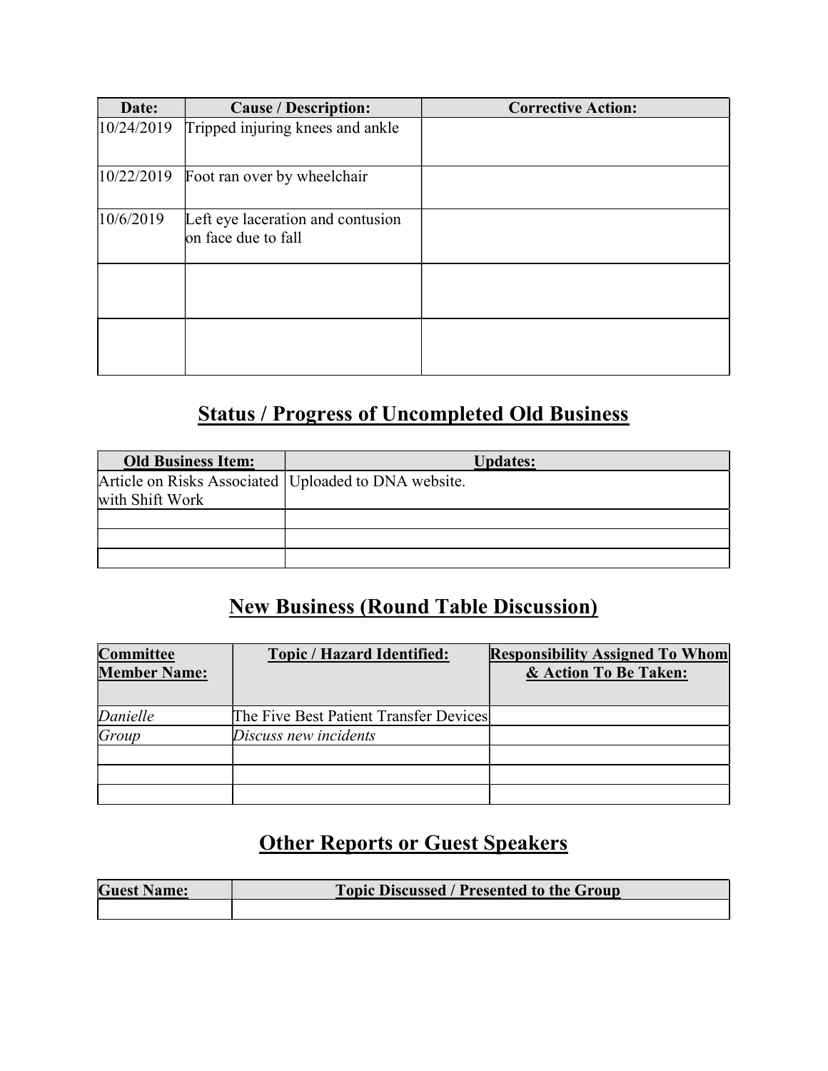| Date: | Cause / Description: | Corrective Action: |
|---|---|---|
| 10/24/2019 | Tripped injuring knees and ankle | |
| 10/22/2019 | Foot ran over by wheelchair | |
| 10/6/2019 | Left eye laceration and contusion on face due to fall | |
| | | |
| | | |

## **Status / Progress of Uncompleted Old Business**

| Old Business Item: | Updates: |
|---|---|
| Article on Risks Associated with Shift Work | Uploaded to DNA website. |
| | |
| | |
| | |

## **New Business (Round Table Discussion)**

| Committee Member Name: | Topic / Hazard Identified: | Responsibility Assigned To Whom & Action To Be Taken: |
|---|---|---|
| *Danielle* | The Five Best Patient Transfer Devices | |
| *Group* | *Discuss new incidents* | |
| | | |
| | | |
| | | |

## **Other Reports or Guest Speakers**

| Guest Name: | Topic Discussed / Presented to the Group |
|---|---|
| | |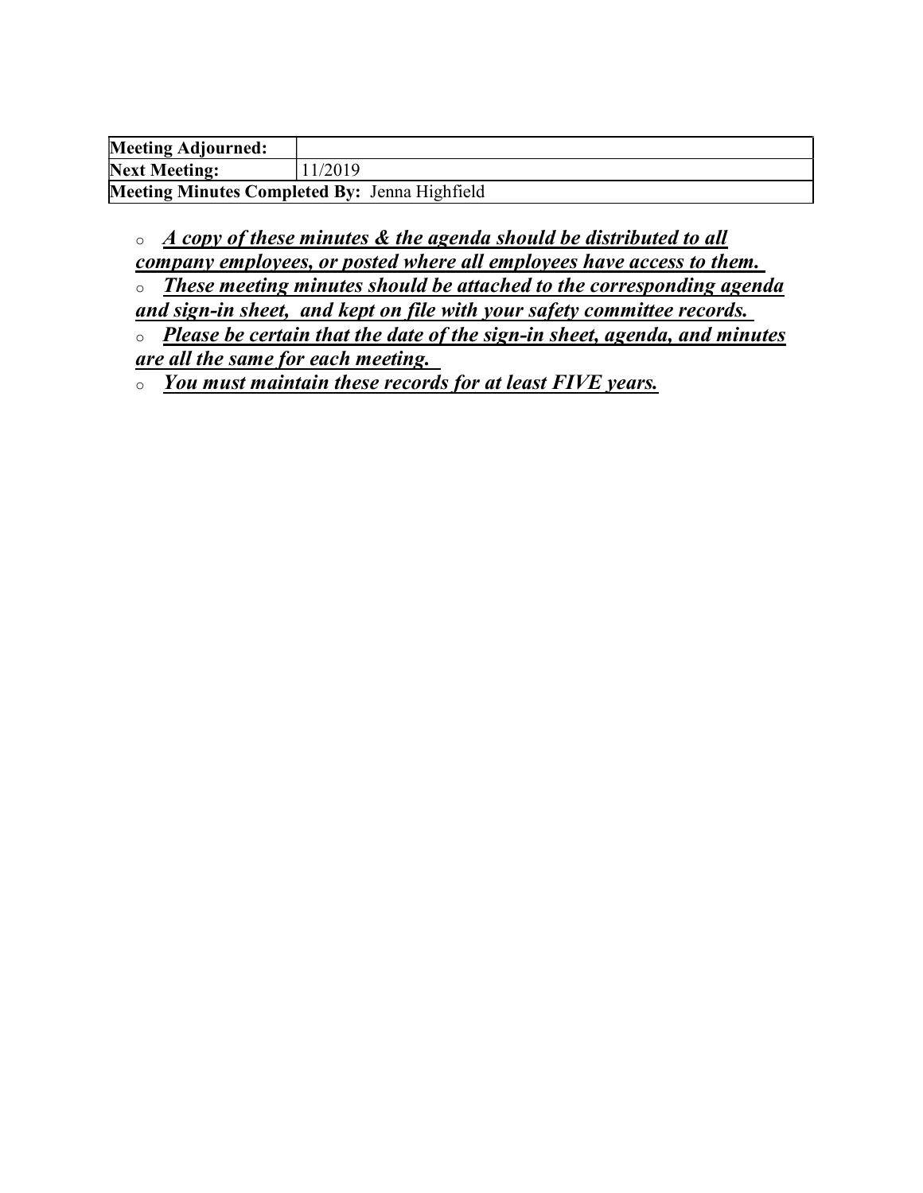| | |
|---|---|
| **Meeting Adjourned:** | |
| **Next Meeting:** | 11/2019 |
| **Meeting Minutes Completed By:** Jenna Highfield | |

- ***A copy of these minutes & the agenda should be distributed to all company employees, or posted where all employees have access to them.***
- ***These meeting minutes should be attached to the corresponding agenda and sign-in sheet, and kept on file with your safety committee records.***
- ***Please be certain that the date of the sign-in sheet, agenda, and minutes are all the same for each meeting.***
- ***You must maintain these records for at least FIVE years.***